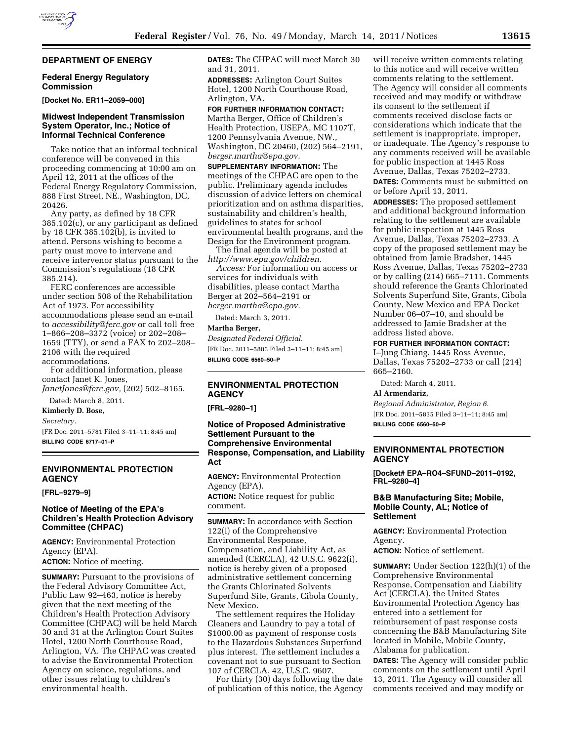## DEPARTMENT OF ENERGY

### Federal Energy Regulatory Commission

**[Docket No. ER11–2059–000]**

### Midwest Independent Transmission System Operator, Inc.; Notice of Informal Technical Conference

Take notice that an informal technical conference will be convened in this proceeding commencing at 10:00 am on April 12, 2011 at the offices of the Federal Energy Regulatory Commission, 888 First Street, NE., Washington, DC, 20426.

Any party, as defined by 18 CFR 385.102(c), or any participant as defined by 18 CFR 385.102(b), is invited to attend. Persons wishing to become a party must move to intervene and receive intervenor status pursuant to the Commission's regulations (18 CFR 385.214).

FERC conferences are accessible under section 508 of the Rehabilitation Act of 1973. For accessibility accommodations please send an e-mail to *accessibility@ferc.gov* or call toll free 1–866–208–3372 (voice) or 202–208–1659 (TTY), or send a FAX to 202–208–2106 with the required accommodations.

For additional information, please contact Janet K. Jones, *JanetJones@ferc.gov,* (202) 502–8165.

Dated: March 8, 2011.

**Kimberly D. Bose,**

*Secretary.*

[FR Doc. 2011–5781 Filed 3–11–11; 8:45 am]

**BILLING CODE 6717–01–P**

## ENVIRONMENTAL PROTECTION AGENCY

**[FRL–9279–9]**

### Notice of Meeting of the EPA's Children's Health Protection Advisory Committee (CHPAC)

**AGENCY:** Environmental Protection Agency (EPA).

**ACTION:** Notice of meeting.

**SUMMARY:** Pursuant to the provisions of the Federal Advisory Committee Act, Public Law 92–463, notice is hereby given that the next meeting of the Children's Health Protection Advisory Committee (CHPAC) will be held March 30 and 31 at the Arlington Court Suites Hotel, 1200 North Courthouse Road, Arlington, VA. The CHPAC was created to advise the Environmental Protection Agency on science, regulations, and other issues relating to children's environmental health.

**DATES:** The CHPAC will meet March 30 and 31, 2011.

**ADDRESSES:** Arlington Court Suites Hotel, 1200 North Courthouse Road, Arlington, VA.

**FOR FURTHER INFORMATION CONTACT:** Martha Berger, Office of Children's Health Protection, USEPA, MC 1107T, 1200 Pennsylvania Avenue, NW., Washington, DC 20460, (202) 564–2191, *berger.martha@epa.gov.*

**SUPPLEMENTARY INFORMATION:** The meetings of the CHPAC are open to the public. Preliminary agenda includes discussion of advice letters on chemical prioritization and on asthma disparities, sustainability and children's health, guidelines to states for school environmental health programs, and the Design for the Environment program.

The final agenda will be posted at *http://www.epa.gov/children*.

*Access:* For information on access or services for individuals with disabilities, please contact Martha Berger at 202–564–2191 or *berger.martha@epa.gov.*

Dated: March 3, 2011.

**Martha Berger,**

*Designated Federal Official.*

[FR Doc. 2011–5803 Filed 3–11–11; 8:45 am]

**BILLING CODE 6560–50–P**

## ENVIRONMENTAL PROTECTION AGENCY

**[FRL–9280–1]**

### Notice of Proposed Administrative Settlement Pursuant to the Comprehensive Environmental Response, Compensation, and Liability Act

**AGENCY:** Environmental Protection Agency (EPA).

**ACTION:** Notice request for public comment.

**SUMMARY:** In accordance with Section 122(i) of the Comprehensive Environmental Response, Compensation, and Liability Act, as amended (CERCLA), 42 U.S.C.9622(i), notice is hereby given of a proposed administrative settlement concerning the Grants Chlorinated Solvents Superfund Site, Grants, Cibola County, New Mexico.

The settlement requires the Holiday Cleaners and Laundry to pay a total of $1000.00 as payment of response costs to the Hazardous Substances Superfund plus interest. The settlement includes a covenant not to sue pursuant to Section 107 of CERCLA, 42, U.S.C. 9607.

For thirty (30) days following the date of publication of this notice, the Agency will receive written comments relating to this notice and will receive written comments relating to the settlement. The Agency will consider all comments received and may modify or withdraw its consent to the settlement if comments received disclose facts or considerations which indicate that the settlement is inappropriate, improper, or inadequate. The Agency's response to any comments received will be available for public inspection at 1445 Ross Avenue, Dallas, Texas 75202–2733.

**DATES:** Comments must be submitted on or before April 13, 2011.

**ADDRESSES:** The proposed settlement and additional background information relating to the settlement are available for public inspection at 1445 Ross Avenue, Dallas, Texas 75202–2733. A copy of the proposed settlement may be obtained from Jamie Bradsher, 1445 Ross Avenue, Dallas, Texas 75202–2733 or by calling (214) 665–7111. Comments should reference the Grants Chlorinated Solvents Superfund Site, Grants, Cibola County, New Mexico and EPA Docket Number 06–07–10, and should be addressed to Jamie Bradsher at the address listed above.

**FOR FURTHER INFORMATION CONTACT:** I–Jung Chiang, 1445 Ross Avenue, Dallas, Texas 75202–2733 or call (214) 665–2160.

Dated: March 4, 2011.

**Al Armendariz,**

*Regional Administrator, Region 6.*

[FR Doc. 2011–5835 Filed 3–11–11; 8:45 am]

**BILLING CODE 6560–50–P**

## ENVIRONMENTAL PROTECTION AGENCY

**[Docket# EPA–RO4–SFUND–2011–0192, FRL–9280–4]**

### B&B Manufacturing Site; Mobile, Mobile County, AL; Notice of Settlement

**AGENCY:** Environmental Protection Agency.

**ACTION:** Notice of settlement.

**SUMMARY:** Under Section 122(h)(1) of the Comprehensive Environmental Response, Compensation and Liability Act (CERCLA), the United States Environmental Protection Agency has entered into a settlement for reimbursement of past response costs concerning the B&B Manufacturing Site located in Mobile, Mobile County, Alabama for publication.

**DATES:** The Agency will consider public comments on the settlement until April 13, 2011. The Agency will consider all comments received and may modify or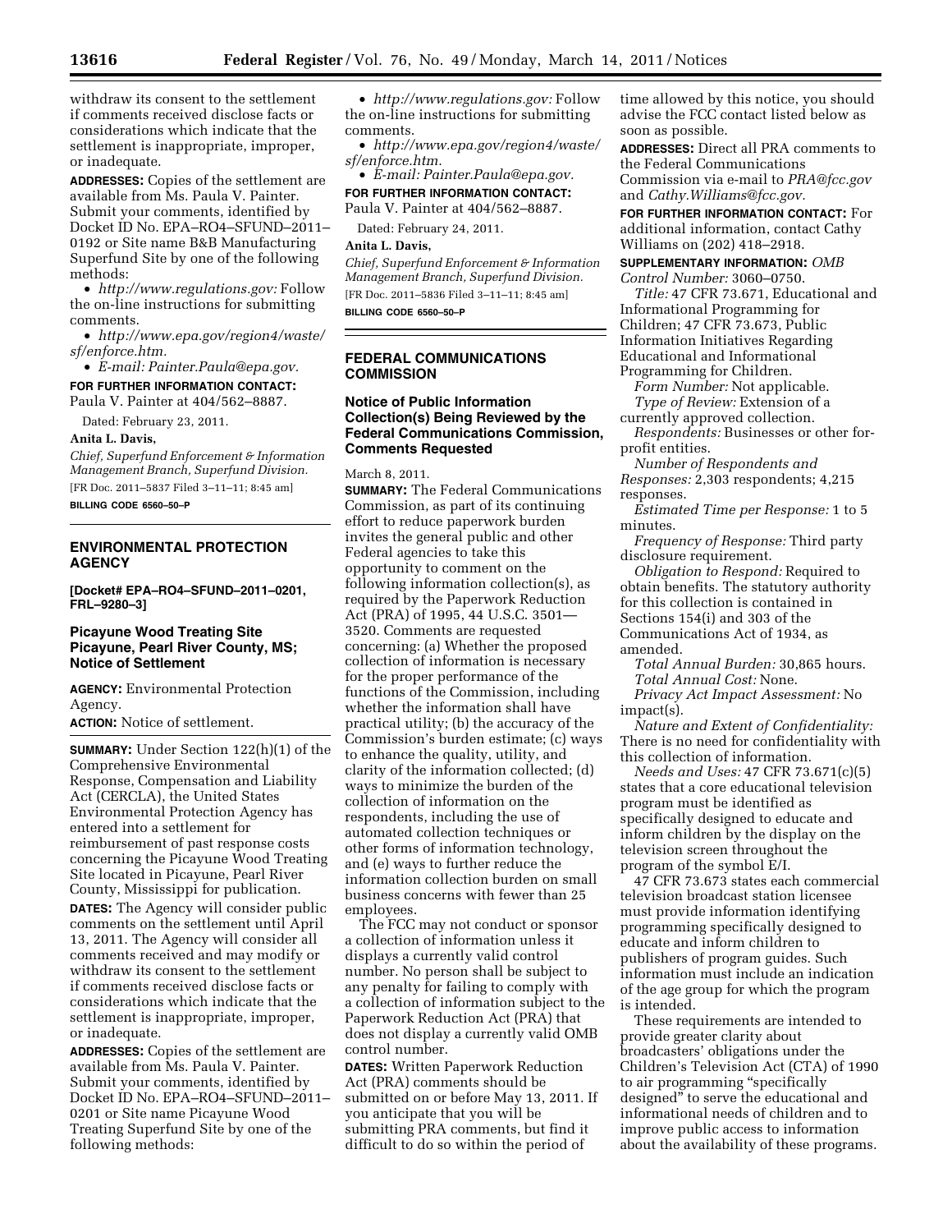withdraw its consent to the settlement if comments received disclose facts or considerations which indicate that the settlement is inappropriate, improper, or inadequate.

**ADDRESSES:** Copies of the settlement are available from Ms. Paula V. Painter. Submit your comments, identified by Docket ID No. EPA–RO4–SFUND–2011–0192 or Site name B&B Manufacturing Superfund Site by one of the following methods:

- *http://www.regulations.gov:* Follow the on-line instructions for submitting comments.
- *http://www.epa.gov/region4/waste/sf/enforce.htm.*
- *E-mail: Painter.Paula@epa.gov.*

**FOR FURTHER INFORMATION CONTACT:** Paula V. Painter at 404/562–8887.

Dated: February 23, 2011.

**Anita L. Davis,**

*Chief, Superfund Enforcement & Information Management Branch, Superfund Division.*

[FR Doc. 2011–5837 Filed 3–11–11; 8:45 am]

**BILLING CODE 6560–50–P**

## ENVIRONMENTAL PROTECTION AGENCY

**[Docket# EPA–RO4–SFUND–2011–0201, FRL–9280–3]**

### Picayune Wood Treating Site Picayune, Pearl River County, MS; Notice of Settlement

**AGENCY:** Environmental Protection Agency.

**ACTION:** Notice of settlement.

**SUMMARY:** Under Section 122(h)(1) of the Comprehensive Environmental Response, Compensation and Liability Act (CERCLA), the United States Environmental Protection Agency has entered into a settlement for reimbursement of past response costs concerning the Picayune Wood Treating Site located in Picayune, Pearl River County, Mississippi for publication.

**DATES:** The Agency will consider public comments on the settlement until April 13, 2011. The Agency will consider all comments received and may modify or withdraw its consent to the settlement if comments received disclose facts or considerations which indicate that the settlement is inappropriate, improper, or inadequate.

**ADDRESSES:** Copies of the settlement are available from Ms. Paula V. Painter. Submit your comments, identified by Docket ID No. EPA–RO4–SFUND–2011–0201 or Site name Picayune Wood Treating Superfund Site by one of the following methods:

- *http://www.regulations.gov:* Follow the on-line instructions for submitting comments.
- *http://www.epa.gov/region4/waste/sf/enforce.htm.*
- *E-mail: Painter.Paula@epa.gov.*

**FOR FURTHER INFORMATION CONTACT:** Paula V. Painter at 404/562–8887.

Dated: February 24, 2011.

**Anita L. Davis,**

*Chief, Superfund Enforcement & Information Management Branch, Superfund Division.*

[FR Doc. 2011–5836 Filed 3–11–11; 8:45 am]

**BILLING CODE 6560–50–P**

## FEDERAL COMMUNICATIONS COMMISSION

### Notice of Public Information Collection(s) Being Reviewed by the Federal Communications Commission, Comments Requested

March 8, 2011.

**SUMMARY:** The Federal Communications Commission, as part of its continuing effort to reduce paperwork burden invites the general public and other Federal agencies to take this opportunity to comment on the following information collection(s), as required by the Paperwork Reduction Act (PRA) of 1995, 44 U.S.C. 3501—3520. Comments are requested concerning: (a) Whether the proposed collection of information is necessary for the proper performance of the functions of the Commission, including whether the information shall have practical utility; (b) the accuracy of the Commission's burden estimate; (c) ways to enhance the quality, utility, and clarity of the information collected; (d) ways to minimize the burden of the collection of information on the respondents, including the use of automated collection techniques or other forms of information technology, and (e) ways to further reduce the information collection burden on small business concerns with fewer than 25 employees.

The FCC may not conduct or sponsor a collection of information unless it displays a currently valid control number. No person shall be subject to any penalty for failing to comply with a collection of information subject to the Paperwork Reduction Act (PRA) that does not display a currently valid OMB control number.

**DATES:** Written Paperwork Reduction Act (PRA) comments should be submitted on or before May 13, 2011. If you anticipate that you will be submitting PRA comments, but find it difficult to do so within the period of time allowed by this notice, you should advise the FCC contact listed below as soon as possible.

**ADDRESSES:** Direct all PRA comments to the Federal Communications Commission via e-mail to *PRA@fcc.gov* and *Cathy.Williams@fcc.gov.*

**FOR FURTHER INFORMATION CONTACT:** For additional information, contact Cathy Williams on (202) 418–2918.

**SUPPLEMENTARY INFORMATION:** *OMB Control Number:* 3060–0750.

*Title:* 47 CFR 73.671, Educational and Informational Programming for Children; 47 CFR 73.673, Public Information Initiatives Regarding Educational and Informational Programming for Children.

*Form Number:* Not applicable.

*Type of Review:* Extension of a currently approved collection.

*Respondents:* Businesses or other for-profit entities.

*Number of Respondents and Responses:* 2,303 respondents; 4,215 responses.

*Estimated Time per Response:* 1 to 5 minutes.

*Frequency of Response:* Third party disclosure requirement.

*Obligation to Respond:* Required to obtain benefits. The statutory authority for this collection is contained in Sections 154(i) and 303 of the Communications Act of 1934, as amended.

*Total Annual Burden:* 30,865 hours.

*Total Annual Cost:* None.

*Privacy Act Impact Assessment:* No impact(s).

*Nature and Extent of Confidentiality:* There is no need for confidentiality with this collection of information.

*Needs and Uses:* 47 CFR 73.671(c)(5) states that a core educational television program must be identified as specifically designed to educate and inform children by the display on the television screen throughout the program of the symbol E/I.

47 CFR 73.673 states each commercial television broadcast station licensee must provide information identifying programming specifically designed to educate and inform children to publishers of program guides. Such information must include an indication of the age group for which the program is intended.

These requirements are intended to provide greater clarity about broadcasters' obligations under the Children's Television Act (CTA) of 1990 to air programming "specifically designed" to serve the educational and informational needs of children and to improve public access to information about the availability of these programs.